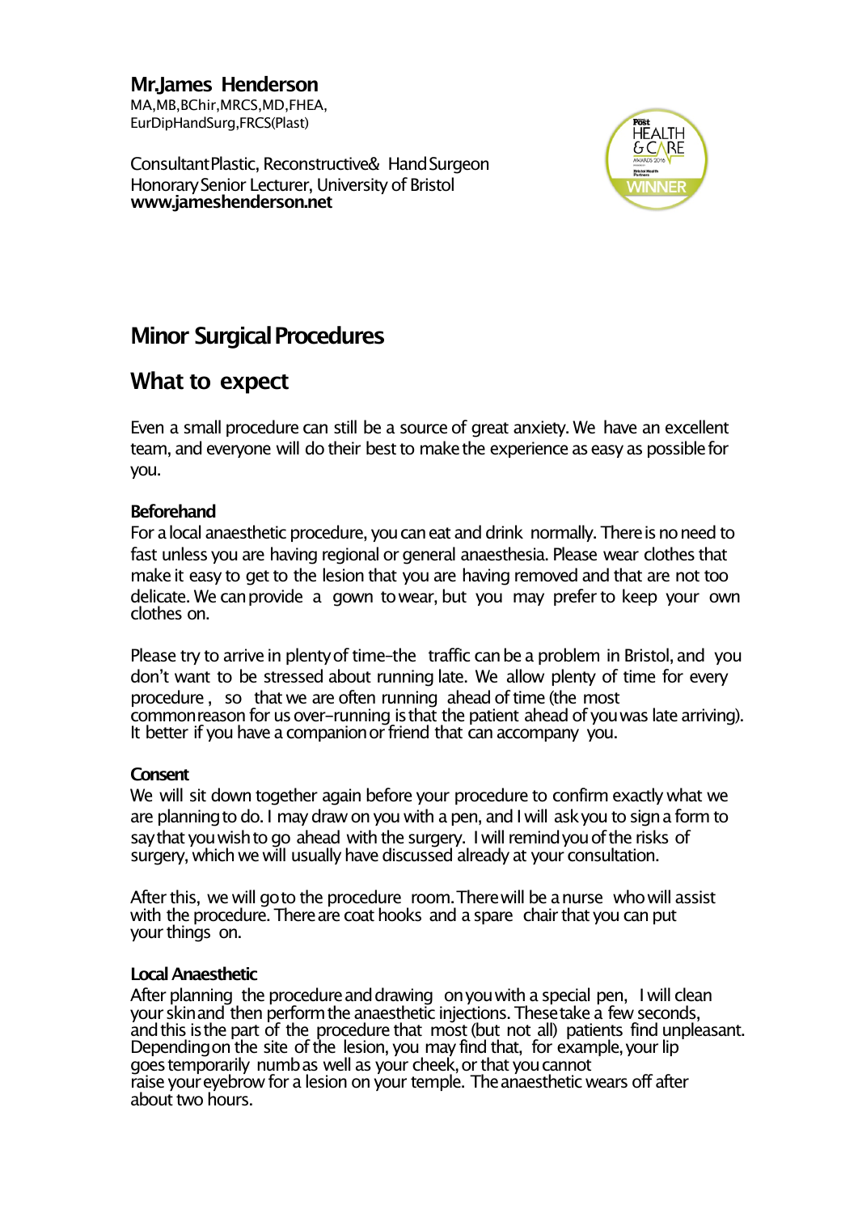**Mr. James Henderson**
MA, MB, BChir, MRCS, MD, FHEA, EurDipHandSurg, FRCS(Plast)

Consultant Plastic, Reconstructive & Hand Surgeon
Honorary Senior Lecturer, University of Bristol
**www.jameshenderson.net**

# Minor Surgical Procedures

## What to expect

Even a small procedure can still be a source of great anxiety. We have an excellent team, and everyone will do their best to make the experience as easy as possible for you.

### Beforehand

For a local anaesthetic procedure, you can eat and drink normally. There is no need to fast unless you are having regional or general anaesthesia. Please wear clothes that make it easy to get to the lesion that you are having removed and that are not too delicate. We can provide a gown to wear, but you may prefer to keep your own clothes on.

Please try to arrive in plenty of time–the traffic can be a problem in Bristol, and you don't want to be stressed about running late. We allow plenty of time for every procedure, so that we are often running ahead of time (the most common reason for us over-running is that the patient ahead of you was late arriving). It better if you have a companion or friend that can accompany you.

### Consent

We will sit down together again before your procedure to confirm exactly what we are planning to do. I may draw on you with a pen, and I will ask you to sign a form to say that you wish to go ahead with the surgery. I will remind you of the risks of surgery, which we will usually have discussed already at your consultation.

After this, we will go to the procedure room. There will be a nurse who will assist with the procedure. There are coat hooks and a spare chair that you can put your things on.

### Local Anaesthetic

After planning the procedure and drawing on you with a special pen, I will clean your skin and then perform the anaesthetic injections. These take a few seconds, and this is the part of the procedure that most (but not all) patients find unpleasant. Depending on the site of the lesion, you may find that, for example, your lip goes temporarily numb as well as your cheek, or that you cannot raise your eyebrow for a lesion on your temple. The anaesthetic wears off after about two hours.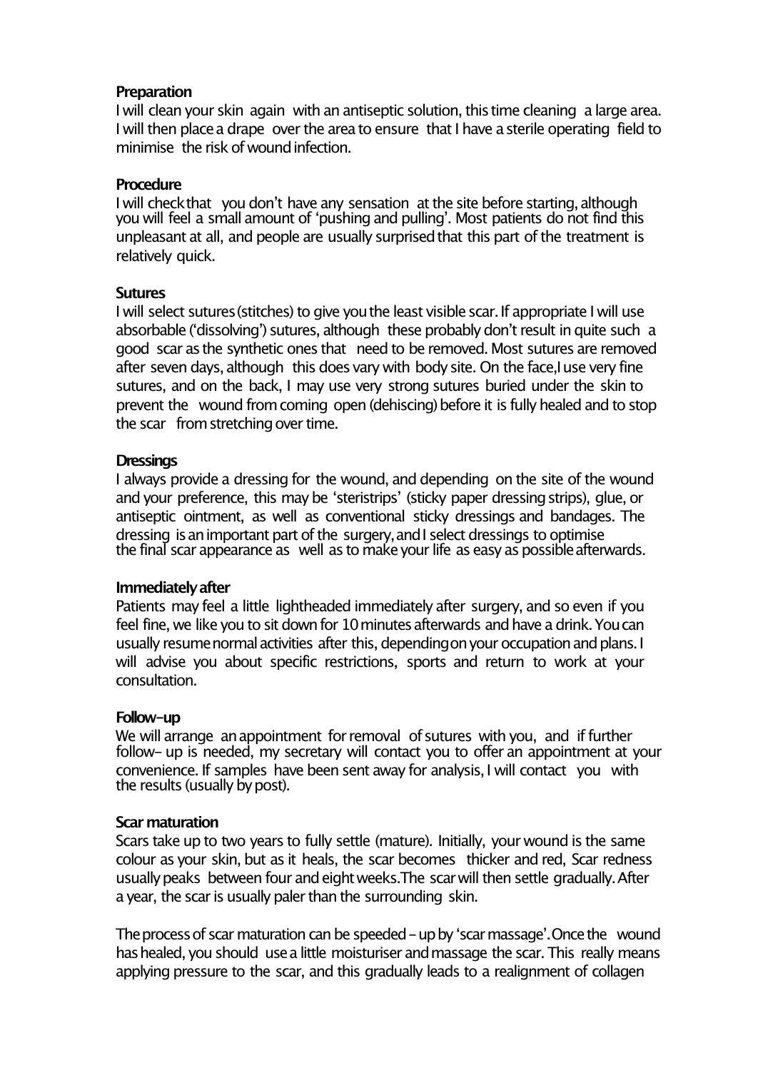**Preparation**

I will clean your skin again with an antiseptic solution, this time cleaning a large area. I will then place a drape over the area to ensure that I have a sterile operating field to minimise the risk of wound infection.

**Procedure**

I will check that you don't have any sensation at the site before starting, although you will feel a small amount of 'pushing and pulling'. Most patients do not find this unpleasant at all, and people are usually surprised that this part of the treatment is relatively quick.

**Sutures**

I will select sutures (stitches) to give you the least visible scar. If appropriate I will use absorbable ('dissolving') sutures, although these probably don't result in quite such a good scar as the synthetic ones that need to be removed. Most sutures are removed after seven days, although this does vary with body site. On the face,I use very fine sutures, and on the back, I may use very strong sutures buried under the skin to prevent the wound from coming open (dehiscing) before it is fully healed and to stop the scar from stretching over time.

**Dressings**

I always provide a dressing for the wound, and depending on the site of the wound and your preference, this may be 'steristrips' (sticky paper dressing strips), glue, or antiseptic ointment, as well as conventional sticky dressings and bandages. The dressing is an important part of the surgery, and I select dressings to optimise the final scar appearance as well as to make your life as easy as possible afterwards.

**Immediately after**

Patients may feel a little lightheaded immediately after surgery, and so even if you feel fine, we like you to sit down for 10 minutes afterwards and have a drink. You can usually resume normal activities after this, depending on your occupation and plans. I will advise you about specific restrictions, sports and return to work at your consultation.

**Follow-up**

We will arrange an appointment for removal of sutures with you, and if further follow- up is needed, my secretary will contact you to offer an appointment at your convenience. If samples have been sent away for analysis, I will contact you with the results (usually by post).

**Scar maturation**

Scars take up to two years to fully settle (mature). Initially, your wound is the same colour as your skin, but as it heals, the scar becomes thicker and red, Scar redness usually peaks between four and eight weeks.The scar will then settle gradually. After a year, the scar is usually paler than the surrounding skin.

The process of scar maturation can be speeded – up by 'scar massage'. Once the wound has healed, you should use a little moisturiser and massage the scar. This really means applying pressure to the scar, and this gradually leads to a realignment of collagen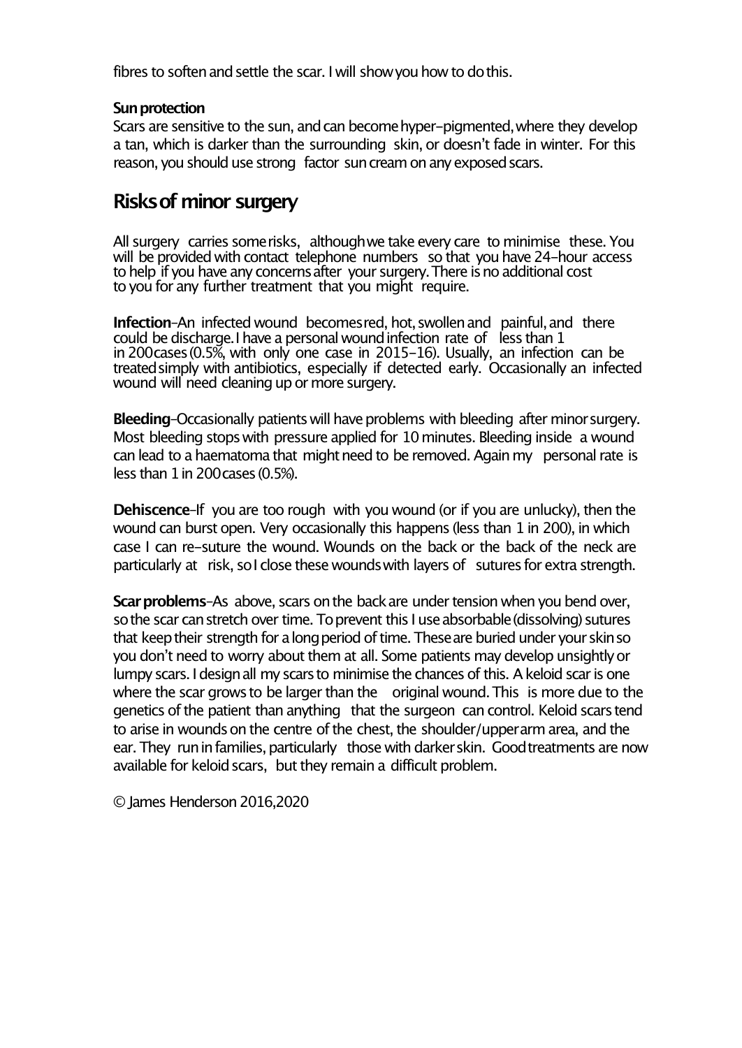fibres to soften and settle the scar. I will show you how to do this.

**Sun protection**

Scars are sensitive to the sun, and can become hyper-pigmented, where they develop a tan, which is darker than the surrounding skin, or doesn't fade in winter. For this reason, you should use strong factor sun cream on any exposed scars.

## Risks of minor surgery

All surgery carries some risks, although we take every care to minimise these. You will be provided with contact telephone numbers so that you have 24-hour access to help if you have any concerns after your surgery. There is no additional cost to you for any further treatment that you might require.

**Infection**-An infected wound becomes red, hot, swollen and painful, and there could be discharge. I have a personal wound infection rate of less than 1 in 200 cases (0.5%, with only one case in 2015-16). Usually, an infection can be treated simply with antibiotics, especially if detected early. Occasionally an infected wound will need cleaning up or more surgery.

**Bleeding**-Occasionally patients will have problems with bleeding after minor surgery. Most bleeding stops with pressure applied for 10 minutes. Bleeding inside a wound can lead to a haematoma that might need to be removed. Again my personal rate is less than 1 in 200 cases (0.5%).

**Dehiscence**-If you are too rough with you wound (or if you are unlucky), then the wound can burst open. Very occasionally this happens (less than 1 in 200), in which case I can re-suture the wound. Wounds on the back or the back of the neck are particularly at risk, so I close these wounds with layers of sutures for extra strength.

**Scar problems**-As above, scars on the back are under tension when you bend over, so the scar can stretch over time. To prevent this I use absorbable (dissolving) sutures that keep their strength for a long period of time. These are buried under your skin so you don't need to worry about them at all. Some patients may develop unsightly or lumpy scars. I design all my scars to minimise the chances of this. A keloid scar is one where the scar grows to be larger than the original wound. This is more due to the genetics of the patient than anything that the surgeon can control. Keloid scars tend to arise in wounds on the centre of the chest, the shoulder/upper arm area, and the ear. They run in families, particularly those with darker skin. Good treatments are now available for keloid scars, but they remain a difficult problem.

© James Henderson 2016,2020